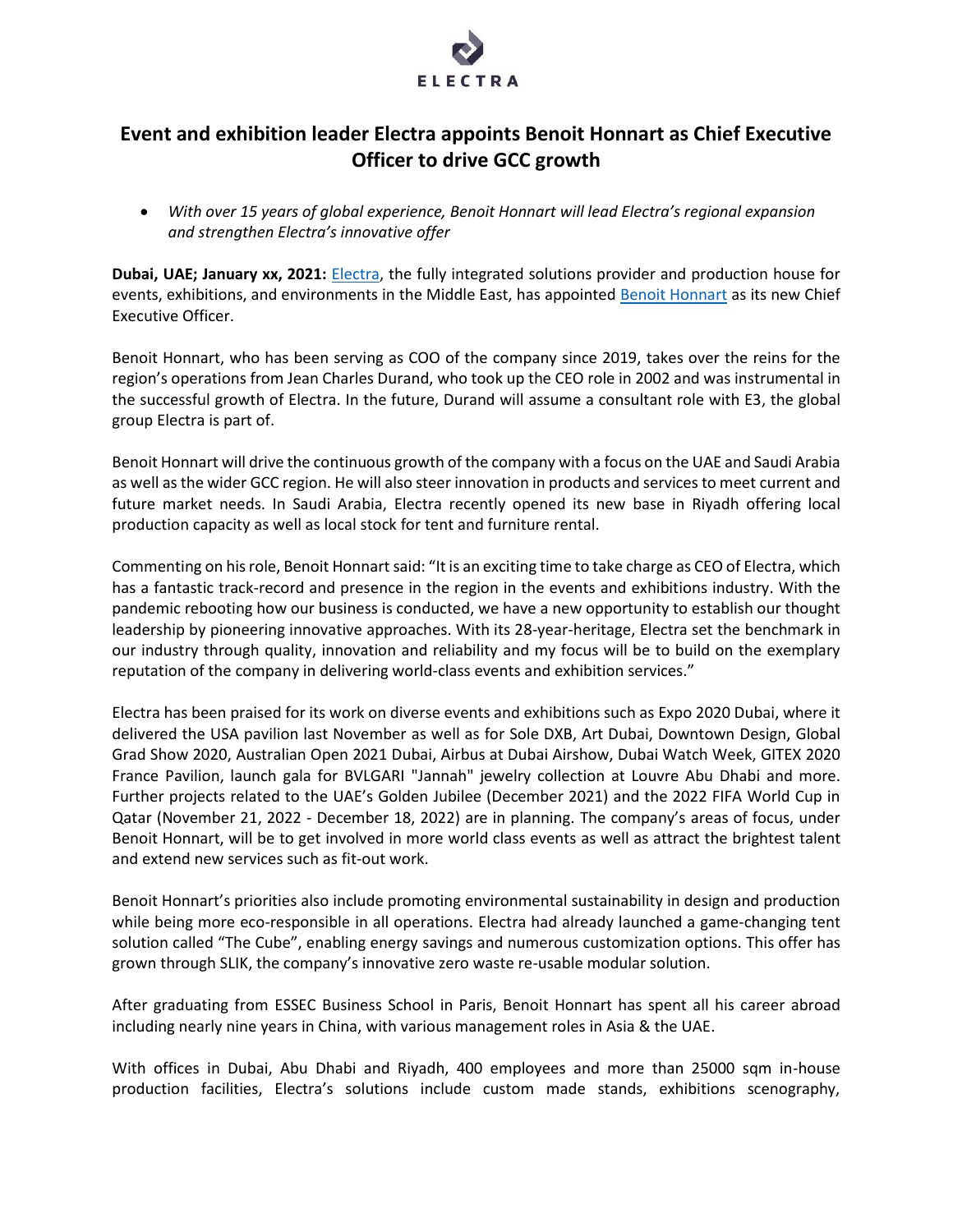ELECTRA

# Event and exhibition leader Electra appoints Benoit Honnart as Chief Executive Officer to drive GCC growth

- *With over 15 years of global experience, Benoit Honnart will lead Electra's regional expansion and strengthen Electra's innovative offer*

**Dubai, UAE; January xx, 2021:** Electra, the fully integrated solutions provider and production house for events, exhibitions, and environments in the Middle East, has appointed Benoit Honnart as its new Chief Executive Officer.

Benoit Honnart, who has been serving as COO of the company since 2019, takes over the reins for the region's operations from Jean Charles Durand, who took up the CEO role in 2002 and was instrumental in the successful growth of Electra. In the future, Durand will assume a consultant role with E3, the global group Electra is part of.

Benoit Honnart will drive the continuous growth of the company with a focus on the UAE and Saudi Arabia as well as the wider GCC region. He will also steer innovation in products and services to meet current and future market needs. In Saudi Arabia, Electra recently opened its new base in Riyadh offering local production capacity as well as local stock for tent and furniture rental.

Commenting on his role, Benoit Honnart said: "It is an exciting time to take charge as CEO of Electra, which has a fantastic track-record and presence in the region in the events and exhibitions industry. With the pandemic rebooting how our business is conducted, we have a new opportunity to establish our thought leadership by pioneering innovative approaches. With its 28-year-heritage, Electra set the benchmark in our industry through quality, innovation and reliability and my focus will be to build on the exemplary reputation of the company in delivering world-class events and exhibition services."

Electra has been praised for its work on diverse events and exhibitions such as Expo 2020 Dubai, where it delivered the USA pavilion last November as well as for Sole DXB, Art Dubai, Downtown Design, Global Grad Show 2020, Australian Open 2021 Dubai, Airbus at Dubai Airshow, Dubai Watch Week, GITEX 2020 France Pavilion, launch gala for BVLGARI "Jannah" jewelry collection at Louvre Abu Dhabi and more. Further projects related to the UAE's Golden Jubilee (December 2021) and the 2022 FIFA World Cup in Qatar (November 21, 2022 - December 18, 2022) are in planning. The company's areas of focus, under Benoit Honnart, will be to get involved in more world class events as well as attract the brightest talent and extend new services such as fit-out work.

Benoit Honnart's priorities also include promoting environmental sustainability in design and production while being more eco-responsible in all operations. Electra had already launched a game-changing tent solution called "The Cube", enabling energy savings and numerous customization options. This offer has grown through SLIK, the company's innovative zero waste re-usable modular solution.

After graduating from ESSEC Business School in Paris, Benoit Honnart has spent all his career abroad including nearly nine years in China, with various management roles in Asia & the UAE.

With offices in Dubai, Abu Dhabi and Riyadh, 400 employees and more than 25000 sqm in-house production facilities, Electra's solutions include custom made stands, exhibitions scenography,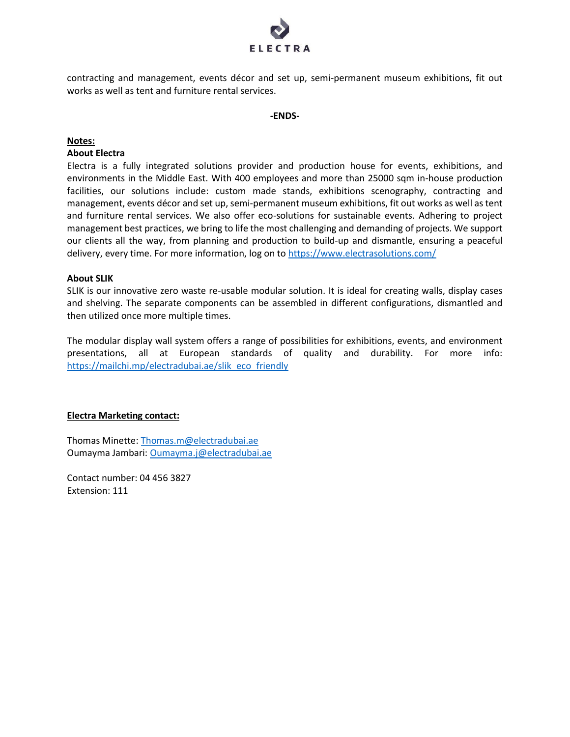contracting and management, events décor and set up, semi-permanent museum exhibitions, fit out works as well as tent and furniture rental services.

**-ENDS-**

**Notes:**

**About Electra**

Electra is a fully integrated solutions provider and production house for events, exhibitions, and environments in the Middle East. With 400 employees and more than 25000 sqm in-house production facilities, our solutions include: custom made stands, exhibitions scenography, contracting and management, events décor and set up, semi-permanent museum exhibitions, fit out works as well as tent and furniture rental services. We also offer eco-solutions for sustainable events. Adhering to project management best practices, we bring to life the most challenging and demanding of projects. We support our clients all the way, from planning and production to build-up and dismantle, ensuring a peaceful delivery, every time. For more information, log on to https://www.electrasolutions.com/

**About SLIK**

SLIK is our innovative zero waste re-usable modular solution. It is ideal for creating walls, display cases and shelving. The separate components can be assembled in different configurations, dismantled and then utilized once more multiple times.

The modular display wall system offers a range of possibilities for exhibitions, events, and environment presentations, all at European standards of quality and durability. For more info: https://mailchi.mp/electradubai.ae/slik_eco_friendly

**Electra Marketing contact:**

Thomas Minette: Thomas.m@electradubai.ae
Oumayma Jambari: Oumayma.j@electradubai.ae

Contact number: 04 456 3827
Extension: 111